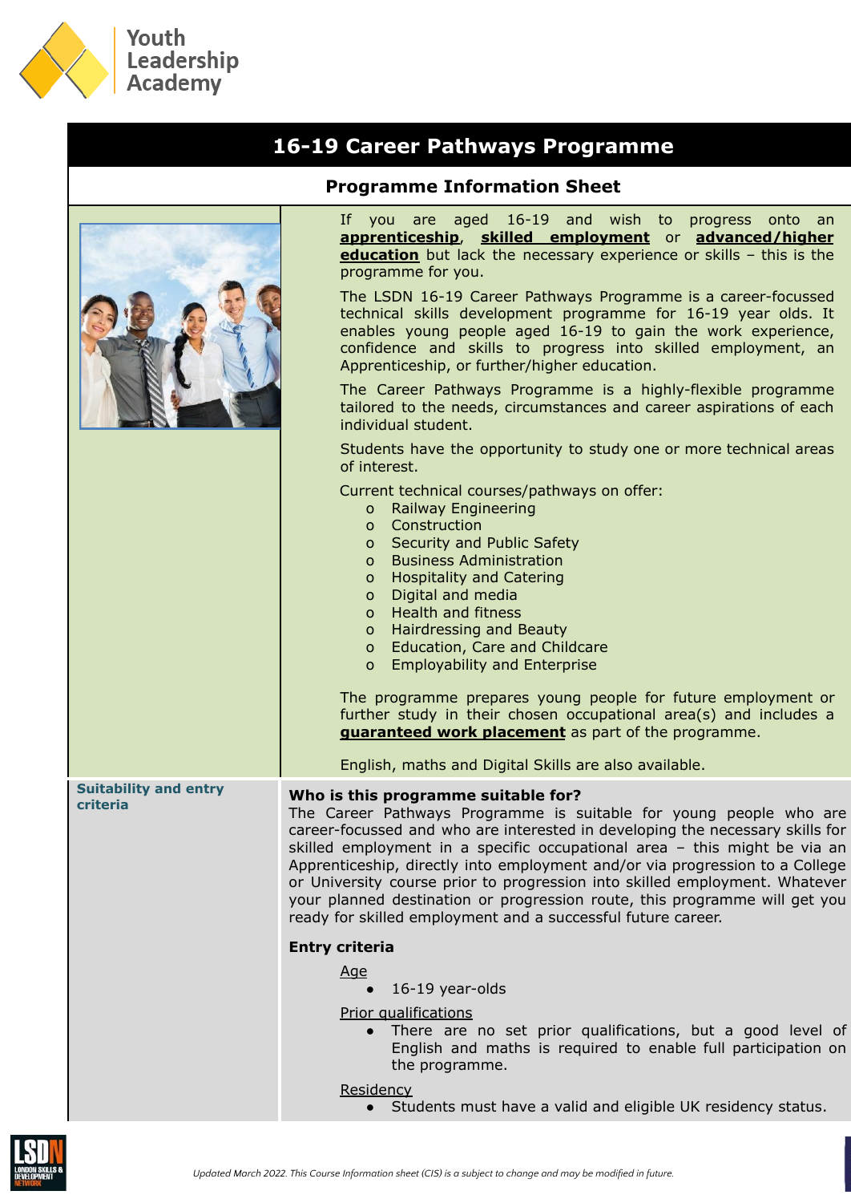Youth Leadership Academy

# 16-19 Career Pathways Programme

## Programme Information Sheet

If you are aged 16-19 and wish to progress onto an **apprenticeship**, **skilled employment** or **advanced/higher education** but lack the necessary experience or skills – this is the programme for you.

The LSDN 16-19 Career Pathways Programme is a career-focussed technical skills development programme for 16-19 year olds. It enables young people aged 16-19 to gain the work experience, confidence and skills to progress into skilled employment, an Apprenticeship, or further/higher education.

The Career Pathways Programme is a highly-flexible programme tailored to the needs, circumstances and career aspirations of each individual student.

Students have the opportunity to study one or more technical areas of interest.

Current technical courses/pathways on offer:

- Railway Engineering
- Construction
- Security and Public Safety
- Business Administration
- Hospitality and Catering
- Digital and media
- Health and fitness
- Hairdressing and Beauty
- Education, Care and Childcare
- Employability and Enterprise

The programme prepares young people for future employment or further study in their chosen occupational area(s) and includes a **guaranteed work placement** as part of the programme.

English, maths and Digital Skills are also available.

### Suitability and entry criteria

**Who is this programme suitable for?**

The Career Pathways Programme is suitable for young people who are career-focussed and who are interested in developing the necessary skills for skilled employment in a specific occupational area – this might be via an Apprenticeship, directly into employment and/or via progression to a College or University course prior to progression into skilled employment. Whatever your planned destination or progression route, this programme will get you ready for skilled employment and a successful future career.

**Entry criteria**

Age

- 16-19 year-olds

Prior qualifications

- There are no set prior qualifications, but a good level of English and maths is required to enable full participation on the programme.

Residency

- Students must have a valid and eligible UK residency status.

*Updated March 2022. This Course Information sheet (CIS) is a subject to change and may be modified in future.*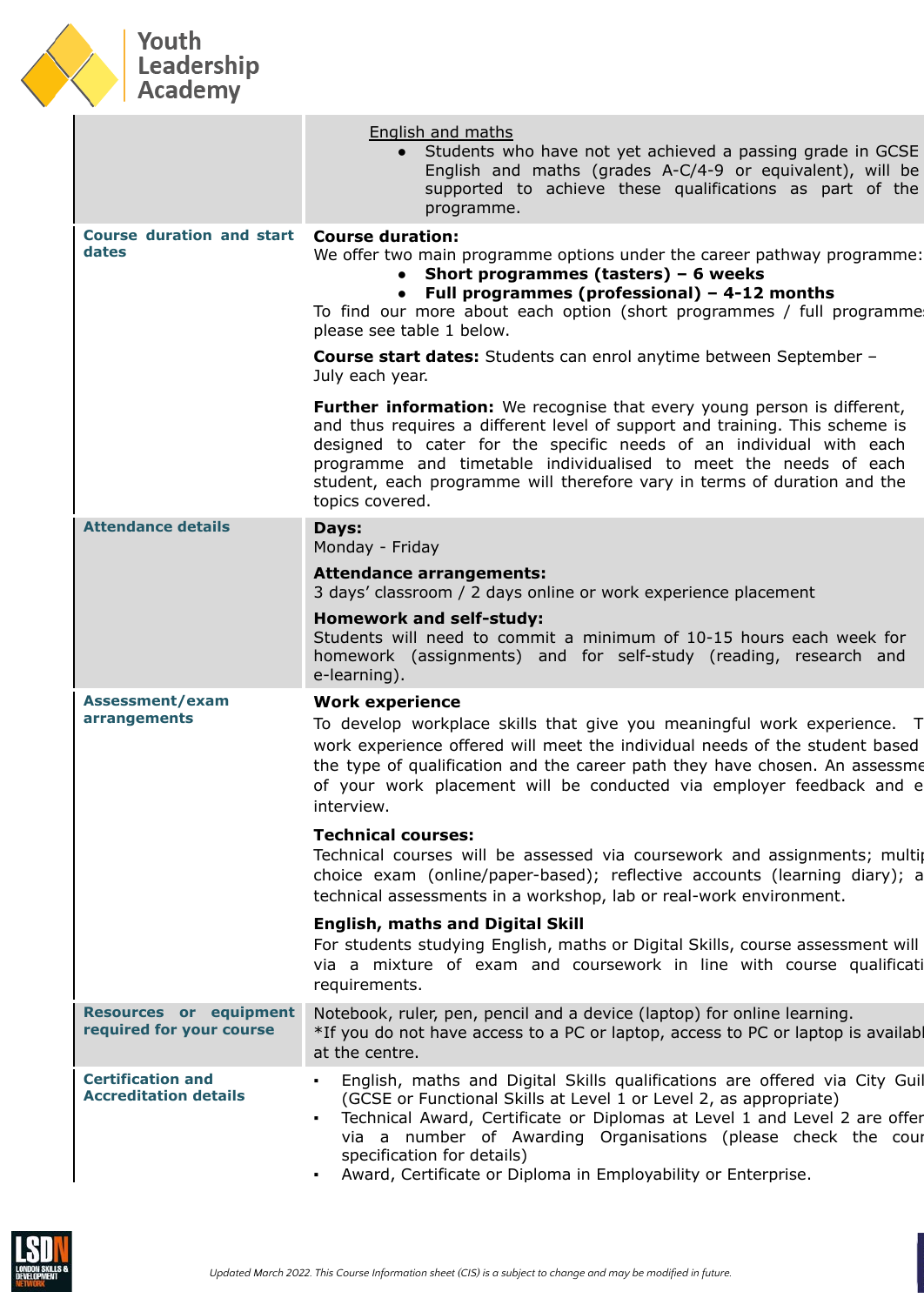| | |
|---|---|
| | <u>English and maths</u><br>• Students who have not yet achieved a passing grade in GCSE English and maths (grades A-C/4-9 or equivalent), will be supported to achieve these qualifications as part of the programme. |
| **Course duration and start dates** | **Course duration:**<br>We offer two main programme options under the career pathway programme:<br>• **Short programmes (tasters) – 6 weeks**<br>• **Full programmes (professional) – 4-12 months**<br>To find our more about each option (short programmes / full programmes please see table 1 below.<br><br>**Course start dates:** Students can enrol anytime between September – July each year.<br><br>**Further information:** We recognise that every young person is different, and thus requires a different level of support and training. This scheme is designed to cater for the specific needs of an individual with each programme and timetable individualised to meet the needs of each student, each programme will therefore vary in terms of duration and the topics covered. |
| **Attendance details** | **Days:**<br>Monday - Friday<br><br>**Attendance arrangements:**<br>3 days' classroom / 2 days online or work experience placement<br><br>**Homework and self-study:**<br>Students will need to commit a minimum of 10-15 hours each week for homework (assignments) and for self-study (reading, research and e-learning). |
| **Assessment/exam arrangements** | **Work experience**<br>To develop workplace skills that give you meaningful work experience. T work experience offered will meet the individual needs of the student based the type of qualification and the career path they have chosen. An assessme of your work placement will be conducted via employer feedback and e interview.<br><br>**Technical courses:**<br>Technical courses will be assessed via coursework and assignments; multip choice exam (online/paper-based); reflective accounts (learning diary); a technical assessments in a workshop, lab or real-work environment.<br><br>**English, maths and Digital Skill**<br>For students studying English, maths or Digital Skills, course assessment will via a mixture of exam and coursework in line with course qualificati requirements. |
| **Resources or equipment required for your course** | Notebook, ruler, pen, pencil and a device (laptop) for online learning.<br>*If you do not have access to a PC or laptop, access to PC or laptop is availabl at the centre. |
| **Certification and Accreditation details** | ▪ English, maths and Digital Skills qualifications are offered via City Guil (GCSE or Functional Skills at Level 1 or Level 2, as appropriate)<br>▪ Technical Award, Certificate or Diplomas at Level 1 and Level 2 are offer via a number of Awarding Organisations (please check the cour specification for details)<br>▪ Award, Certificate or Diploma in Employability or Enterprise. |

*Updated March 2022. This Course Information sheet (CIS) is a subject to change and may be modified in future.*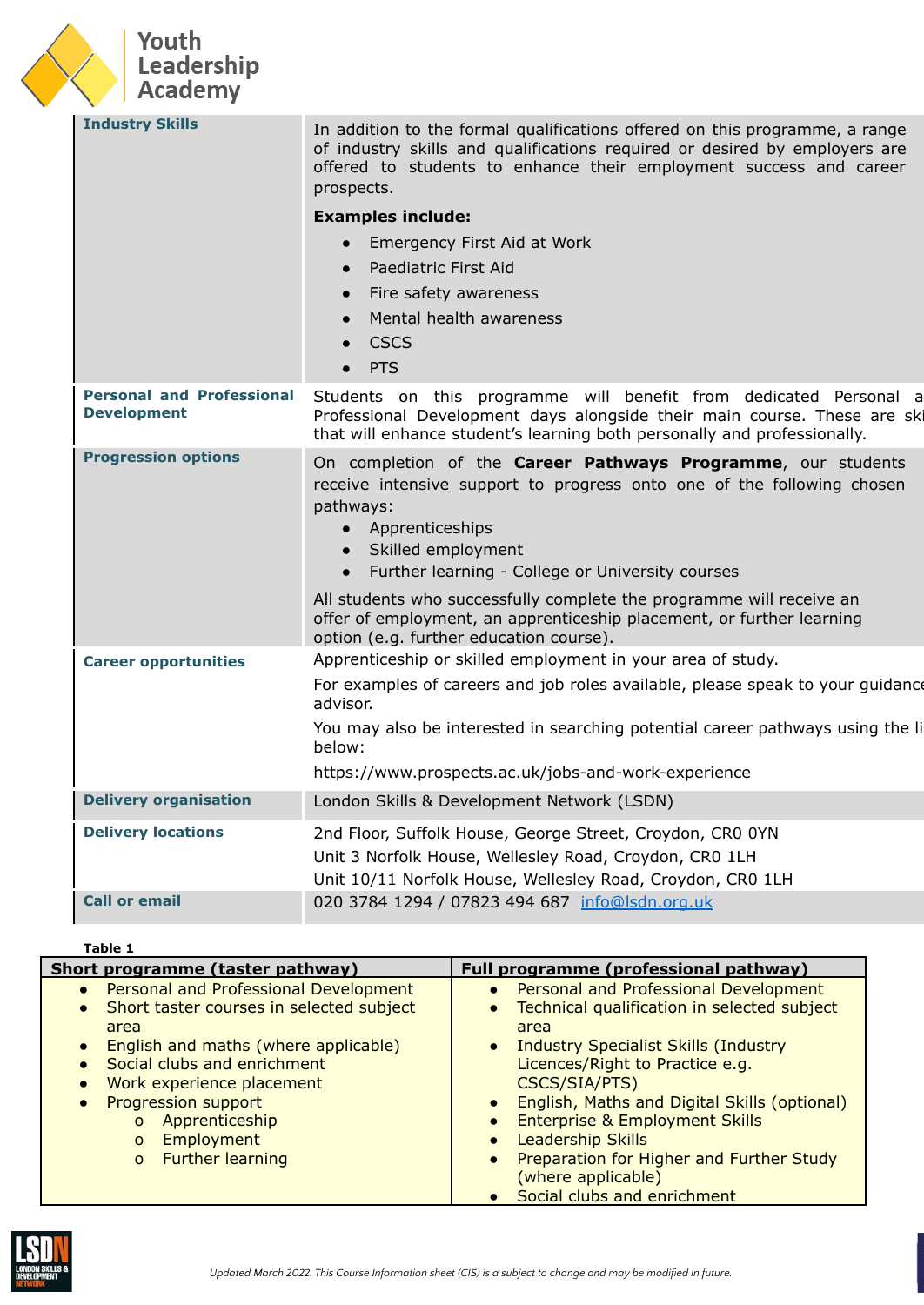| | |
|---|---|
| **Industry Skills** | In addition to the formal qualifications offered on this programme, a range of industry skills and qualifications required or desired by employers are offered to students to enhance their employment success and career prospects.<br><br>**Examples include:**<br>• Emergency First Aid at Work<br>• Paediatric First Aid<br>• Fire safety awareness<br>• Mental health awareness<br>• CSCS<br>• PTS |
| **Personal and Professional Development** | Students on this programme will benefit from dedicated Personal a Professional Development days alongside their main course. These are ski that will enhance student's learning both personally and professionally. |
| **Progression options** | On completion of the **Career Pathways Programme**, our students receive intensive support to progress onto one of the following chosen pathways:<br>• Apprenticeships<br>• Skilled employment<br>• Further learning - College or University courses<br><br>All students who successfully complete the programme will receive an offer of employment, an apprenticeship placement, or further learning option (e.g. further education course). |
| **Career opportunities** | Apprenticeship or skilled employment in your area of study.<br><br>For examples of careers and job roles available, please speak to your guidance advisor.<br><br>You may also be interested in searching potential career pathways using the li below:<br><br>https://www.prospects.ac.uk/jobs-and-work-experience |
| **Delivery organisation** | London Skills & Development Network (LSDN) |
| **Delivery locations** | 2nd Floor, Suffolk House, George Street, Croydon, CR0 0YN<br>Unit 3 Norfolk House, Wellesley Road, Croydon, CR0 1LH<br>Unit 10/11 Norfolk House, Wellesley Road, Croydon, CR0 1LH |
| **Call or email** | 020 3784 1294 / 07823 494 687 [info@lsdn.org.uk](mailto:info@lsdn.org.uk) |

**Table 1**

| Short programme (taster pathway) | Full programme (professional pathway) |
|---|---|
| • Personal and Professional Development<br>• Short taster courses in selected subject area<br>• English and maths (where applicable)<br>• Social clubs and enrichment<br>• Work experience placement<br>• Progression support<br>&nbsp;&nbsp;&nbsp;o Apprenticeship<br>&nbsp;&nbsp;&nbsp;o Employment<br>&nbsp;&nbsp;&nbsp;o Further learning | • Personal and Professional Development<br>• Technical qualification in selected subject area<br>• Industry Specialist Skills (Industry Licences/Right to Practice e.g. CSCS/SIA/PTS)<br>• English, Maths and Digital Skills (optional)<br>• Enterprise & Employment Skills<br>• Leadership Skills<br>• Preparation for Higher and Further Study (where applicable)<br>• Social clubs and enrichment |

*Updated March 2022. This Course Information sheet (CIS) is a subject to change and may be modified in future.*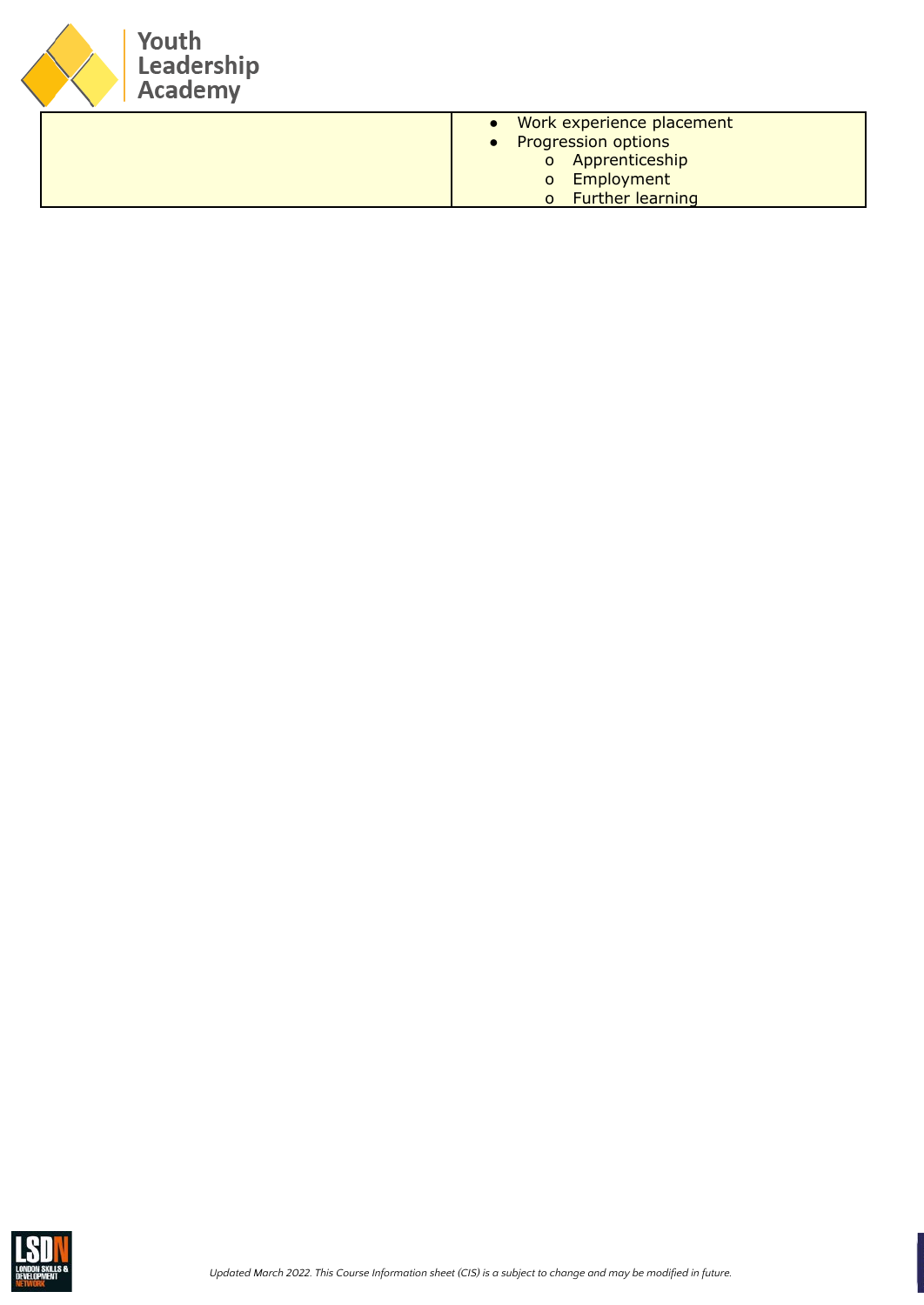| | |
|---|---|
| | - Work experience placement<br>- Progression options<br>  - Apprenticeship<br>  - Employment<br>  - Further learning |

*Updated March 2022. This Course Information sheet (CIS) is a subject to change and may be modified in future.*